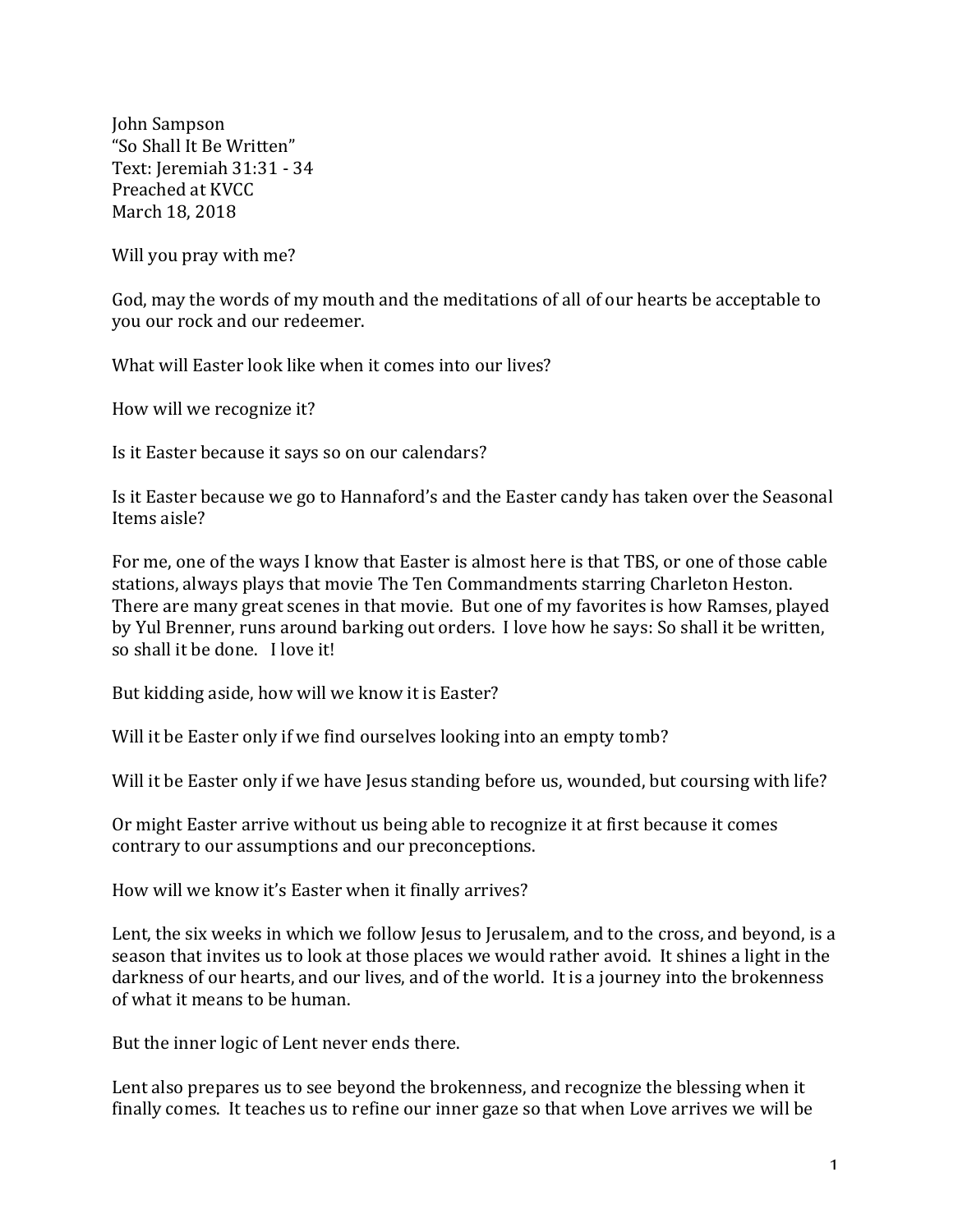John Sampson
"So Shall It Be Written"
Text: Jeremiah 31:31 - 34
Preached at KVCC
March 18, 2018

Will you pray with me?

God, may the words of my mouth and the meditations of all of our hearts be acceptable to you our rock and our redeemer.

What will Easter look like when it comes into our lives?

How will we recognize it?

Is it Easter because it says so on our calendars?

Is it Easter because we go to Hannaford's and the Easter candy has taken over the Seasonal Items aisle?

For me, one of the ways I know that Easter is almost here is that TBS, or one of those cable stations, always plays that movie The Ten Commandments starring Charleton Heston. There are many great scenes in that movie. But one of my favorites is how Ramses, played by Yul Brenner, runs around barking out orders. I love how he says: So shall it be written, so shall it be done. I love it!

But kidding aside, how will we know it is Easter?

Will it be Easter only if we find ourselves looking into an empty tomb?

Will it be Easter only if we have Jesus standing before us, wounded, but coursing with life?

Or might Easter arrive without us being able to recognize it at first because it comes contrary to our assumptions and our preconceptions.

How will we know it's Easter when it finally arrives?

Lent, the six weeks in which we follow Jesus to Jerusalem, and to the cross, and beyond, is a season that invites us to look at those places we would rather avoid. It shines a light in the darkness of our hearts, and our lives, and of the world. It is a journey into the brokenness of what it means to be human.

But the inner logic of Lent never ends there.

Lent also prepares us to see beyond the brokenness, and recognize the blessing when it finally comes. It teaches us to refine our inner gaze so that when Love arrives we will be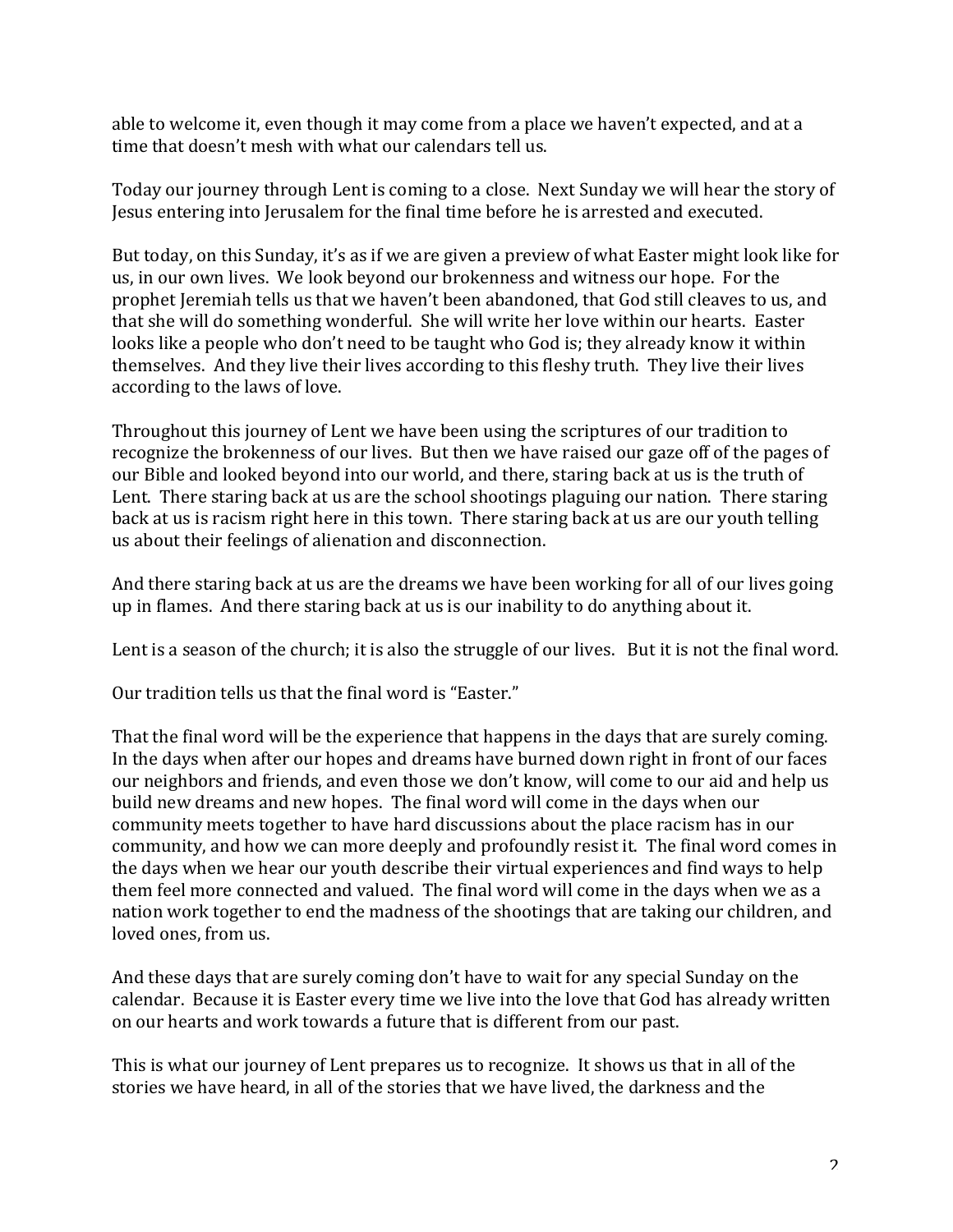able to welcome it, even though it may come from a place we haven't expected, and at a time that doesn't mesh with what our calendars tell us.

Today our journey through Lent is coming to a close. Next Sunday we will hear the story of Jesus entering into Jerusalem for the final time before he is arrested and executed.

But today, on this Sunday, it's as if we are given a preview of what Easter might look like for us, in our own lives. We look beyond our brokenness and witness our hope. For the prophet Jeremiah tells us that we haven't been abandoned, that God still cleaves to us, and that she will do something wonderful. She will write her love within our hearts. Easter looks like a people who don't need to be taught who God is; they already know it within themselves. And they live their lives according to this fleshy truth. They live their lives according to the laws of love.

Throughout this journey of Lent we have been using the scriptures of our tradition to recognize the brokenness of our lives. But then we have raised our gaze off of the pages of our Bible and looked beyond into our world, and there, staring back at us is the truth of Lent. There staring back at us are the school shootings plaguing our nation. There staring back at us is racism right here in this town. There staring back at us are our youth telling us about their feelings of alienation and disconnection.

And there staring back at us are the dreams we have been working for all of our lives going up in flames. And there staring back at us is our inability to do anything about it.

Lent is a season of the church; it is also the struggle of our lives. But it is not the final word.

Our tradition tells us that the final word is "Easter."

That the final word will be the experience that happens in the days that are surely coming. In the days when after our hopes and dreams have burned down right in front of our faces our neighbors and friends, and even those we don't know, will come to our aid and help us build new dreams and new hopes. The final word will come in the days when our community meets together to have hard discussions about the place racism has in our community, and how we can more deeply and profoundly resist it. The final word comes in the days when we hear our youth describe their virtual experiences and find ways to help them feel more connected and valued. The final word will come in the days when we as a nation work together to end the madness of the shootings that are taking our children, and loved ones, from us.

And these days that are surely coming don't have to wait for any special Sunday on the calendar. Because it is Easter every time we live into the love that God has already written on our hearts and work towards a future that is different from our past.

This is what our journey of Lent prepares us to recognize. It shows us that in all of the stories we have heard, in all of the stories that we have lived, the darkness and the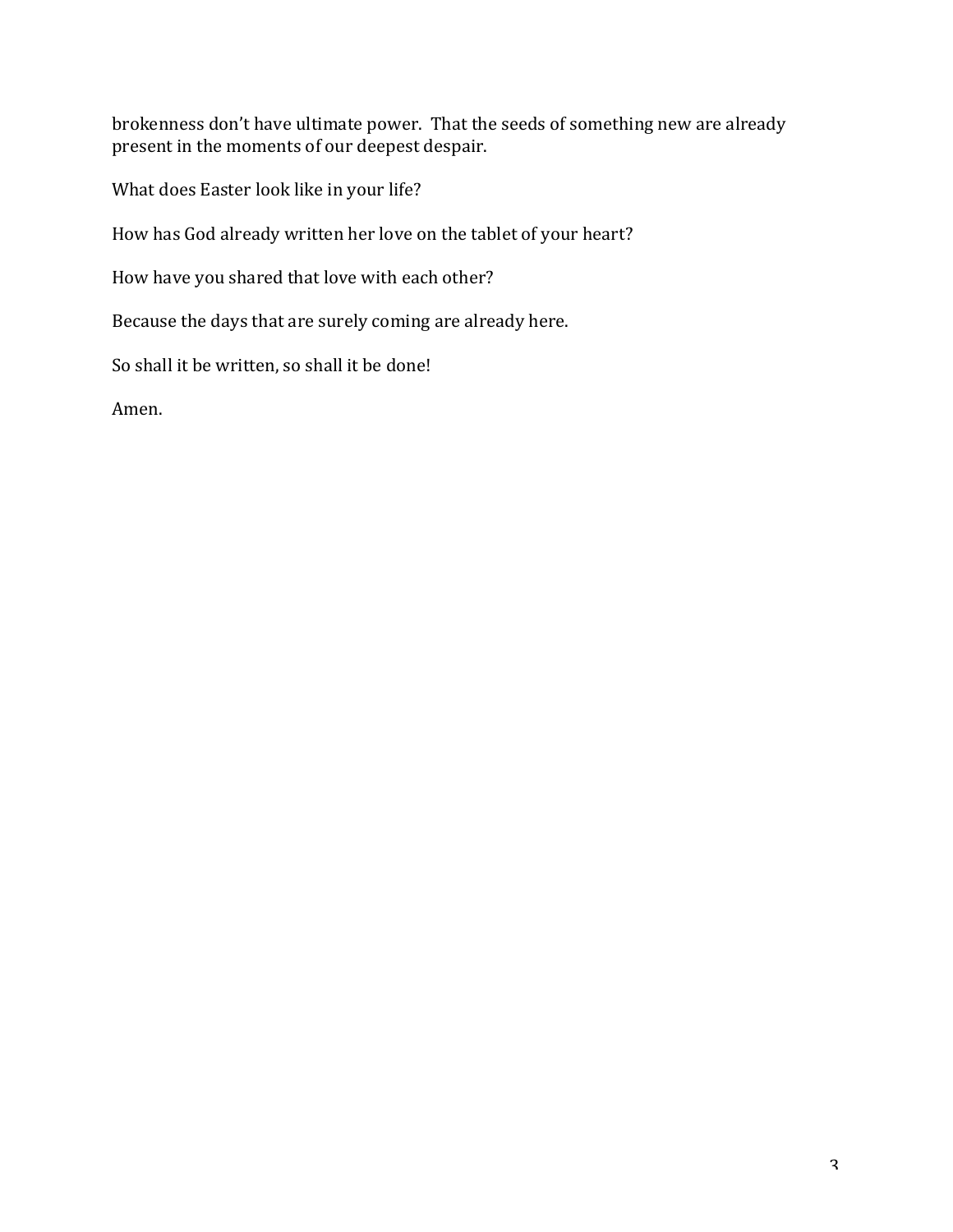brokenness don't have ultimate power. That the seeds of something new are already present in the moments of our deepest despair.

What does Easter look like in your life?

How has God already written her love on the tablet of your heart?

How have you shared that love with each other?

Because the days that are surely coming are already here.

So shall it be written, so shall it be done!

Amen.